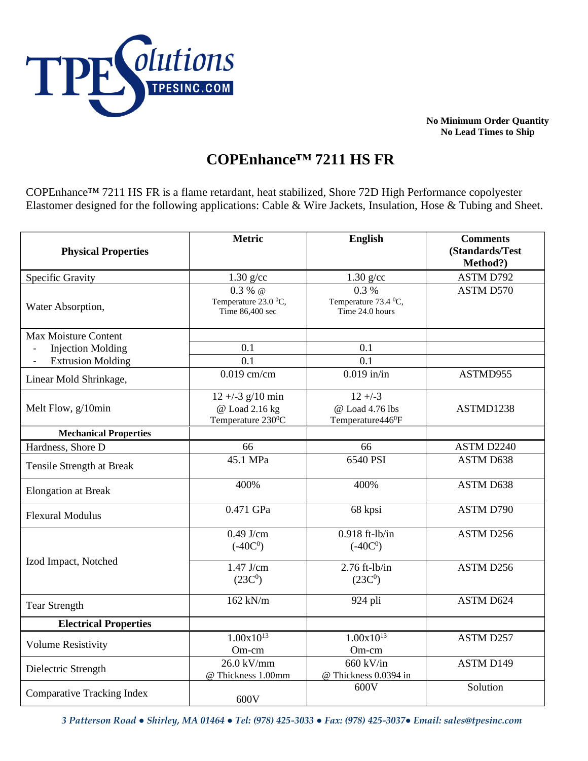**No Minimum Order Quantity**
**No Lead Times to Ship**

# COPEnhance™ 7211 HS FR

COPEnhance™ 7211 HS FR is a flame retardant, heat stabilized, Shore 72D High Performance copolyester Elastomer designed for the following applications: Cable & Wire Jackets, Insulation, Hose & Tubing and Sheet.

| **Physical Properties** | **Metric** | **English** | **Comments (Standards/Test Method?)** |
|---|---|---|---|
| Specific Gravity | 1.30 g/cc | 1.30 g/cc | ASTM D792 |
| Water Absorption, | 0.3 % @ Temperature 23.0 $^0$C, Time 86,400 sec | 0.3 % Temperature 73.4 $^0$C, Time 24.0 hours | ASTM D570 |
| Max Moisture Content | | | |
| - Injection Molding | 0.1 | 0.1 | |
| - Extrusion Molding | 0.1 | 0.1 | |
| Linear Mold Shrinkage, | 0.019 cm/cm | 0.019 in/in | ASTMD955 |
| Melt Flow, g/10min | 12 +/-3 g/10 min @ Load 2.16 kg Temperature 230$^0$C | 12 +/-3 @ Load 4.76 lbs Temperature446$^0$F | ASTMD1238 |
| **Mechanical Properties** | | | |
| Hardness, Shore D | 66 | 66 | ASTM D2240 |
| Tensile Strength at Break | 45.1 MPa | 6540 PSI | ASTM D638 |
| Elongation at Break | 400% | 400% | ASTM D638 |
| Flexural Modulus | 0.471 GPa | 68 kpsi | ASTM D790 |
| Izod Impact, Notched | 0.49 J/cm (-40C$^0$) | 0.918 ft-lb/in (-40C$^0$) | ASTM D256 |
| | 1.47 J/cm (23C$^0$) | 2.76 ft-lb/in (23C$^0$) | ASTM D256 |
| Tear Strength | 162 kN/m | 924 pli | ASTM D624 |
| **Electrical Properties** | | | |
| Volume Resistivity | $1.00 \times 10^{13}$ Om-cm | $1.00 \times 10^{13}$ Om-cm | ASTM D257 |
| Dielectric Strength | 26.0 kV/mm @ Thickness 1.00mm | 660 kV/in @ Thickness 0.0394 in | ASTM D149 |
| Comparative Tracking Index | 600V | 600V | Solution |

*3 Patterson Road ● Shirley, MA 01464 ● Tel: (978) 425-3033 ● Fax: (978) 425-3037● Email: sales@tpesinc.com*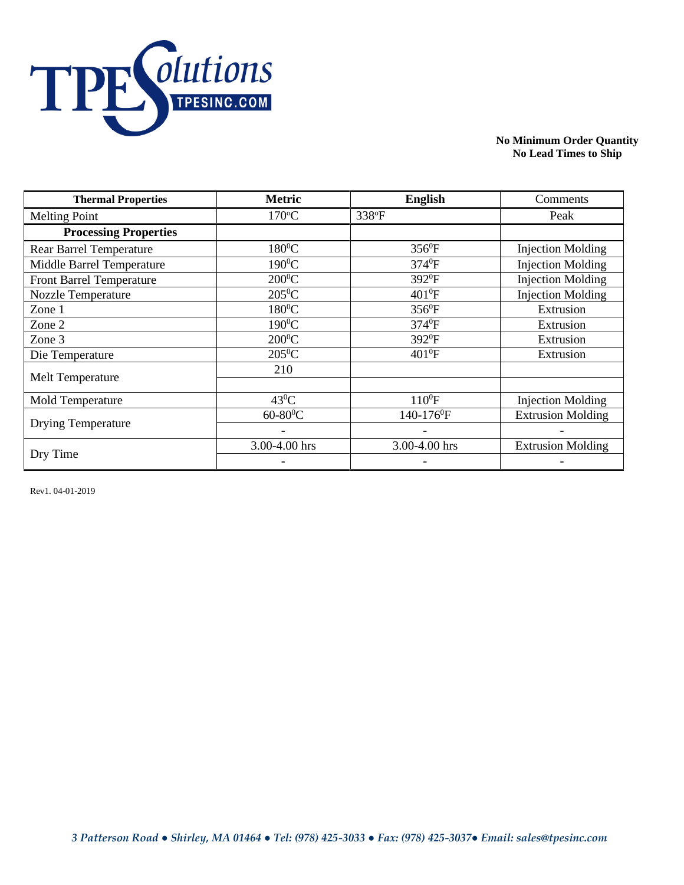**No Minimum Order Quantity**
**No Lead Times to Ship**

| **Thermal Properties** | **Metric** | **English** | Comments |
|---|---|---|---|
| Melting Point | 170°C | 338°F | Peak |
| **Processing Properties** | | | |
| Rear Barrel Temperature | 180°C | 356°F | Injection Molding |
| Middle Barrel Temperature | 190°C | 374°F | Injection Molding |
| Front Barrel Temperature | 200°C | 392°F | Injection Molding |
| Nozzle Temperature | 205°C | 401°F | Injection Molding |
| Zone 1 | 180°C | 356°F | Extrusion |
| Zone 2 | 190°C | 374°F | Extrusion |
| Zone 3 | 200°C | 392°F | Extrusion |
| Die Temperature | 205°C | 401°F | Extrusion |
| Melt Temperature | 210 | | |
| | | | |
| Mold Temperature | 43°C | 110°F | Injection Molding |
| Drying Temperature | 60-80°C | 140-176°F | Extrusion Molding |
| | - | - | - |
| Dry Time | 3.00-4.00 hrs | 3.00-4.00 hrs | Extrusion Molding |
| | - | - | - |

Rev1. 04-01-2019

*3 Patterson Road ● Shirley, MA 01464 ● Tel: (978) 425-3033 ● Fax: (978) 425-3037● Email: sales@tpesinc.com*